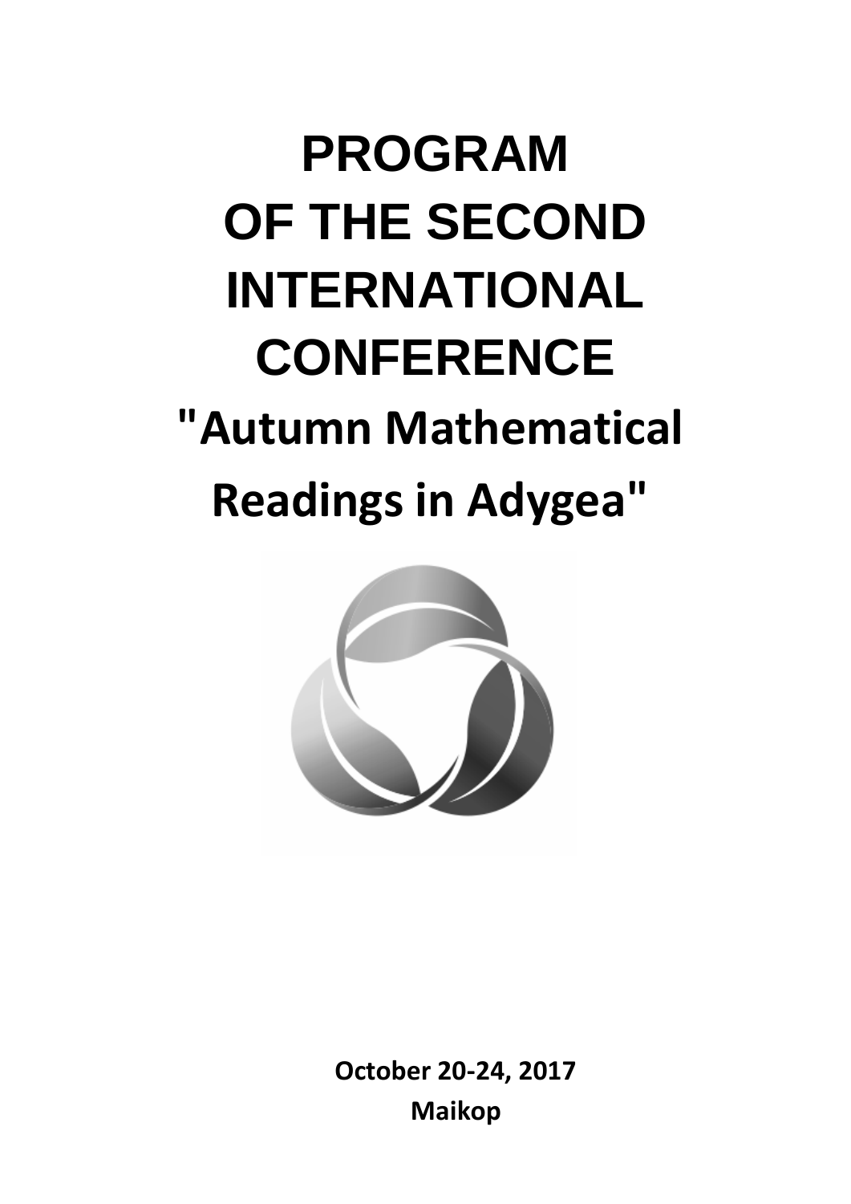# PROGRAM OF THE SECOND INTERNATIONAL CONFERENCE

# "Autumn Mathematical Readings in Adygea"

**October 20-24, 2017**

**Maikop**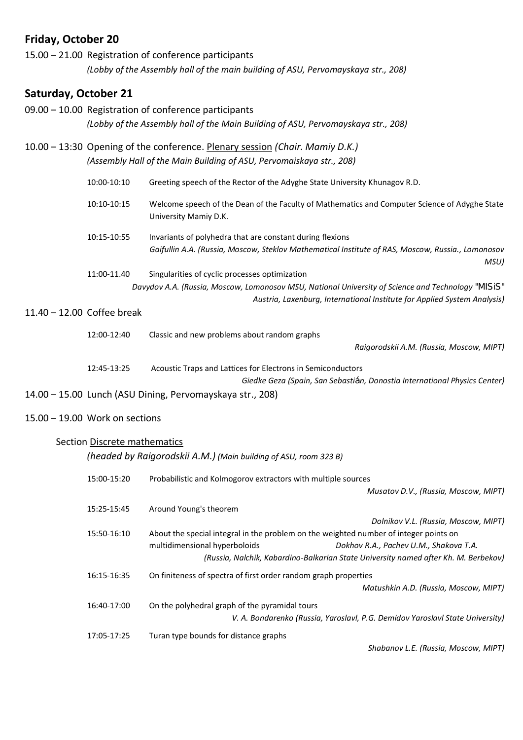## Friday, October 20

15.00 – 21.00 Registration of conference participants
*(Lobby of the Assembly hall of the main building of ASU, Pervomayskaya str., 208)*

## Saturday, October 21

09.00 – 10.00 Registration of conference participants
*(Lobby of the Assembly hall of the Main Building of ASU, Pervomayskaya str., 208)*

10.00 – 13:30 Opening of the conference. Plenary session *(Chair. Mamiy D.K.)*
*(Assembly Hall of the Main Building of ASU, Pervomaiskaya str., 208)*

10:00-10:10 Greeting speech of the Rector of the Adyghe State University Khunagov R.D.

10:10-10:15 Welcome speech of the Dean of the Faculty of Mathematics and Computer Science of Adyghe State University Mamiy D.K.

10:15-10:55 Invariants of polyhedra that are constant during flexions
*Gaifullin A.A. (Russia, Moscow, Steklov Mathematical Institute of RAS, Moscow, Russia., Lomonosov MSU)*

11:00-11.40 Singularities of cyclic processes optimization
*Davydov A.A. (Russia, Moscow, Lomonosov MSU, National University of Science and Technology "MISiS" Austria, Laxenburg, International Institute for Applied System Analysis)*

11.40 – 12.00 Coffee break

12:00-12:40 Classic and new problems about random graphs
*Raigorodskii A.M. (Russia, Moscow, MIPT)*

12:45-13:25 Acoustic Traps and Lattices for Electrons in Semiconductors
*Giedke Geza (Spain, San Sebastián, Donostia International Physics Center)*

14.00 – 15.00 Lunch (ASU Dining, Pervomayskaya str., 208)

15.00 – 19.00 Work on sections

### Section Discrete mathematics

*(headed by Raigorodskii A.M.) (Main building of ASU, room 323 B)*

15:00-15:20 Probabilistic and Kolmogorov extractors with multiple sources
*Musatov D.V., (Russia, Moscow, MIPT)*

15:25-15:45 Around Young's theorem
*Dolnikov V.L. (Russia, Moscow, MIPT)*

15:50-16:10 About the special integral in the problem on the weighted number of integer points on multidimensional hyperboloids *Dokhov R.A., Pachev U.M., Shakova T.A. (Russia, Nalchik, Kabardino-Balkarian State University named after Kh. M. Berbekov)*

16:15-16:35 On finiteness of spectra of first order random graph properties
*Matushkin A.D. (Russia, Moscow, MIPT)*

16:40-17:00 On the polyhedral graph of the pyramidal tours
*V. A. Bondarenko (Russia, Yaroslavl, P.G. Demidov Yaroslavl State University)*

17:05-17:25 Turan type bounds for distance graphs
*Shabanov L.E. (Russia, Moscow, MIPT)*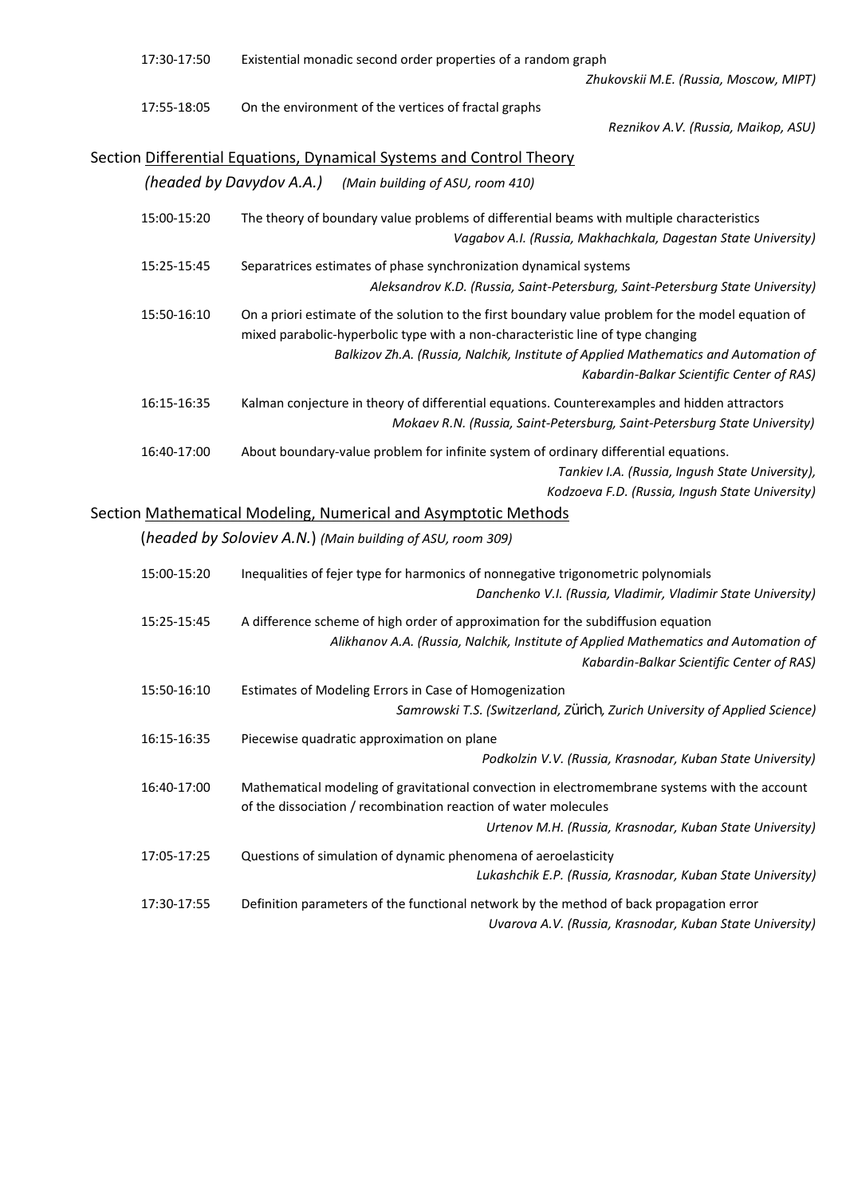17:30-17:50 Existential monadic second order properties of a random graph
*Zhukovskii M.E. (Russia, Moscow, MIPT)*

17:55-18:05 On the environment of the vertices of fractal graphs
*Reznikov A.V. (Russia, Maikop, ASU)*

## Section Differential Equations, Dynamical Systems and Control Theory

*(headed by Davydov A.A.)* *(Main building of ASU, room 410)*

15:00-15:20 The theory of boundary value problems of differential beams with multiple characteristics
*Vagabov A.I. (Russia, Makhachkala, Dagestan State University)*

15:25-15:45 Separatrices estimates of phase synchronization dynamical systems
*Aleksandrov K.D. (Russia, Saint-Petersburg, Saint-Petersburg State University)*

15:50-16:10 On a priori estimate of the solution to the first boundary value problem for the model equation of mixed parabolic-hyperbolic type with a non-characteristic line of type changing
*Balkizov Zh.A. (Russia, Nalchik, Institute of Applied Mathematics and Automation of Kabardin-Balkar Scientific Center of RAS)*

16:15-16:35 Kalman conjecture in theory of differential equations. Counterexamples and hidden attractors
*Mokaev R.N. (Russia, Saint-Petersburg, Saint-Petersburg State University)*

16:40-17:00 About boundary-value problem for infinite system of ordinary differential equations.
*Tankiev I.A. (Russia, Ingush State University),*
*Kodzoeva F.D. (Russia, Ingush State University)*

## Section Mathematical Modeling, Numerical and Asymptotic Methods

(*headed by Soloviev A.N.*) *(Main building of ASU, room 309)*

15:00-15:20 Inequalities of fejer type for harmonics of nonnegative trigonometric polynomials
*Danchenko V.I. (Russia, Vladimir, Vladimir State University)*

15:25-15:45 A difference scheme of high order of approximation for the subdiffusion equation
*Alikhanov A.A. (Russia, Nalchik, Institute of Applied Mathematics and Automation of Kabardin-Balkar Scientific Center of RAS)*

15:50-16:10 Estimates of Modeling Errors in Case of Homogenization
*Samrowski T.S. (Switzerland, Zürich, Zurich University of Applied Science)*

16:15-16:35 Piecewise quadratic approximation on plane
*Podkolzin V.V. (Russia, Krasnodar, Kuban State University)*

16:40-17:00 Mathematical modeling of gravitational convection in electromembrane systems with the account of the dissociation / recombination reaction of water molecules
*Urtenov M.H. (Russia, Krasnodar, Kuban State University)*

17:05-17:25 Questions of simulation of dynamic phenomena of aeroelasticity
*Lukashchik E.P. (Russia, Krasnodar, Kuban State University)*

17:30-17:55 Definition parameters of the functional network by the method of back propagation error
*Uvarova A.V. (Russia, Krasnodar, Kuban State University)*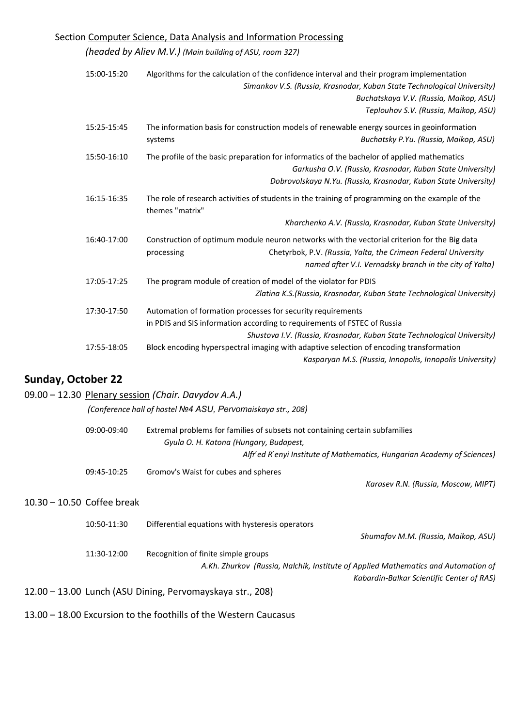Section <u>Computer Science, Data Analysis and Information Processing</u>

*(headed by Aliev M.V.) (Main building of ASU, room 327)*

15:00-15:20 Algorithms for the calculation of the confidence interval and their program implementation
*Simankov V.S. (Russia, Krasnodar, Kuban State Technological University)*
*Buchatskaya V.V. (Russia, Maikop, ASU)*
*Teplouhov S.V. (Russia, Maikop, ASU)*

15:25-15:45 The information basis for construction models of renewable energy sources in geoinformation systems
*Buchatsky P.Yu. (Russia, Maikop, ASU)*

15:50-16:10 The profile of the basic preparation for informatics of the bachelor of applied mathematics
*Garkusha O.V. (Russia, Krasnodar, Kuban State University)*
*Dobrovolskaya N.Yu. (Russia, Krasnodar, Kuban State University)*

16:15-16:35 The role of research activities of students in the training of programming on the example of the themes "matrix"
*Kharchenko A.V. (Russia, Krasnodar, Kuban State University)*

16:40-17:00 Construction of optimum module neuron networks with the vectorial criterion for the Big data processing
Chetyrbok, P.V. *(Russia, Yalta, the Crimean Federal University named after V.I. Vernadsky branch in the city of Yalta)*

17:05-17:25 The program module of creation of model of the violator for PDIS
*Zlatina K.S.(Russia, Krasnodar, Kuban State Technological University)*

17:30-17:50 Automation of formation processes for security requirements in PDIS and SIS information according to requirements of FSTEC of Russia
*Shustova I.V. (Russia, Krasnodar, Kuban State Technological University)*

17:55-18:05 Block encoding hyperspectral imaging with adaptive selection of encoding transformation
*Kasparyan M.S. (Russia, Innopolis, Innopolis University)*

## Sunday, October 22

09.00 – 12.30 <u>Plenary session</u> *(Chair. Davydov A.A.)*

*(Conference hall of hostel №4 ASU, Pervomaiskaya str., 208)*

09:00-09:40 Extremal problems for families of subsets not containing certain subfamilies
*Gyula O. H. Katona (Hungary, Budapest, Alfŕed Ŕenyi Institute of Mathematics, Hungarian Academy of Sciences)*

09:45-10:25 Gromov's Waist for cubes and spheres
*Karasev R.N. (Russia, Moscow, MIPT)*

10.30 – 10.50 Coffee break

10:50-11:30 Differential equations with hysteresis operators
*Shumafov M.M. (Russia, Maikop, ASU)*

11:30-12:00 Recognition of finite simple groups
*A.Kh. Zhurkov (Russia, Nalchik, Institute of Applied Mathematics and Automation of Kabardin-Balkar Scientific Center of RAS)*

12.00 – 13.00 Lunch (ASU Dining, Pervomayskaya str., 208)

13.00 – 18.00 Excursion to the foothills of the Western Caucasus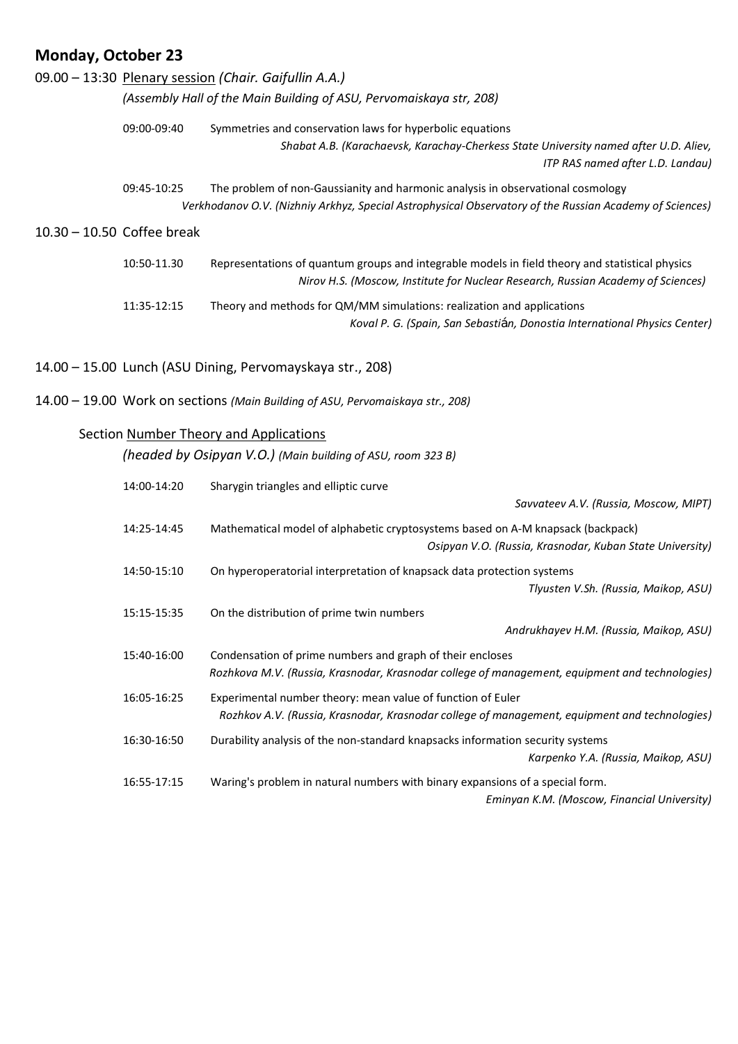## Monday, October 23

09.00 – 13:30 Plenary session *(Chair. Gaifullin A.A.)*

*(Assembly Hall of the Main Building of ASU, Pervomaiskaya str, 208)*

09:00-09:40 Symmetries and conservation laws for hyperbolic equations

*Shabat A.B. (Karachaevsk, Karachay-Cherkess State University named after U.D. Aliev, ITP RAS named after L.D. Landau)*

09:45-10:25 The problem of non-Gaussianity and harmonic analysis in observational cosmology

*Verkhodanov O.V. (Nizhniy Arkhyz, Special Astrophysical Observatory of the Russian Academy of Sciences)*

10.30 – 10.50 Coffee break

10:50-11.30 Representations of quantum groups and integrable models in field theory and statistical physics

*Nirov H.S. (Moscow, Institute for Nuclear Research, Russian Academy of Sciences)*

11:35-12:15 Theory and methods for QM/MM simulations: realization and applications

*Koval P. G. (Spain, San Sebastián, Donostia International Physics Center)*

14.00 – 15.00 Lunch (ASU Dining, Pervomayskaya str., 208)

14.00 – 19.00 Work on sections *(Main Building of ASU, Pervomaiskaya str., 208)*

Section Number Theory and Applications

*(headed by Osipyan V.O.) (Main building of ASU, room 323 B)*

14:00-14:20 Sharygin triangles and elliptic curve

*Savvateev A.V. (Russia, Moscow, MIPT)*

14:25-14:45 Mathematical model of alphabetic cryptosystems based on A-M knapsack (backpack)

*Osipyan V.O. (Russia, Krasnodar, Kuban State University)*

14:50-15:10 On hyperoperatorial interpretation of knapsack data protection systems

*Tlyusten V.Sh. (Russia, Maikop, ASU)*

15:15-15:35 On the distribution of prime twin numbers

*Andrukhayev H.M. (Russia, Maikop, ASU)*

15:40-16:00 Condensation of prime numbers and graph of their encloses

*Rozhkova M.V. (Russia, Krasnodar, Krasnodar college of management, equipment and technologies)*

16:05-16:25 Experimental number theory: mean value of function of Euler

*Rozhkov A.V. (Russia, Krasnodar, Krasnodar college of management, equipment and technologies)*

16:30-16:50 Durability analysis of the non-standard knapsacks information security systems

*Karpenko Y.A. (Russia, Maikop, ASU)*

16:55-17:15 Waring's problem in natural numbers with binary expansions of a special form.

*Eminyan K.M. (Moscow, Financial University)*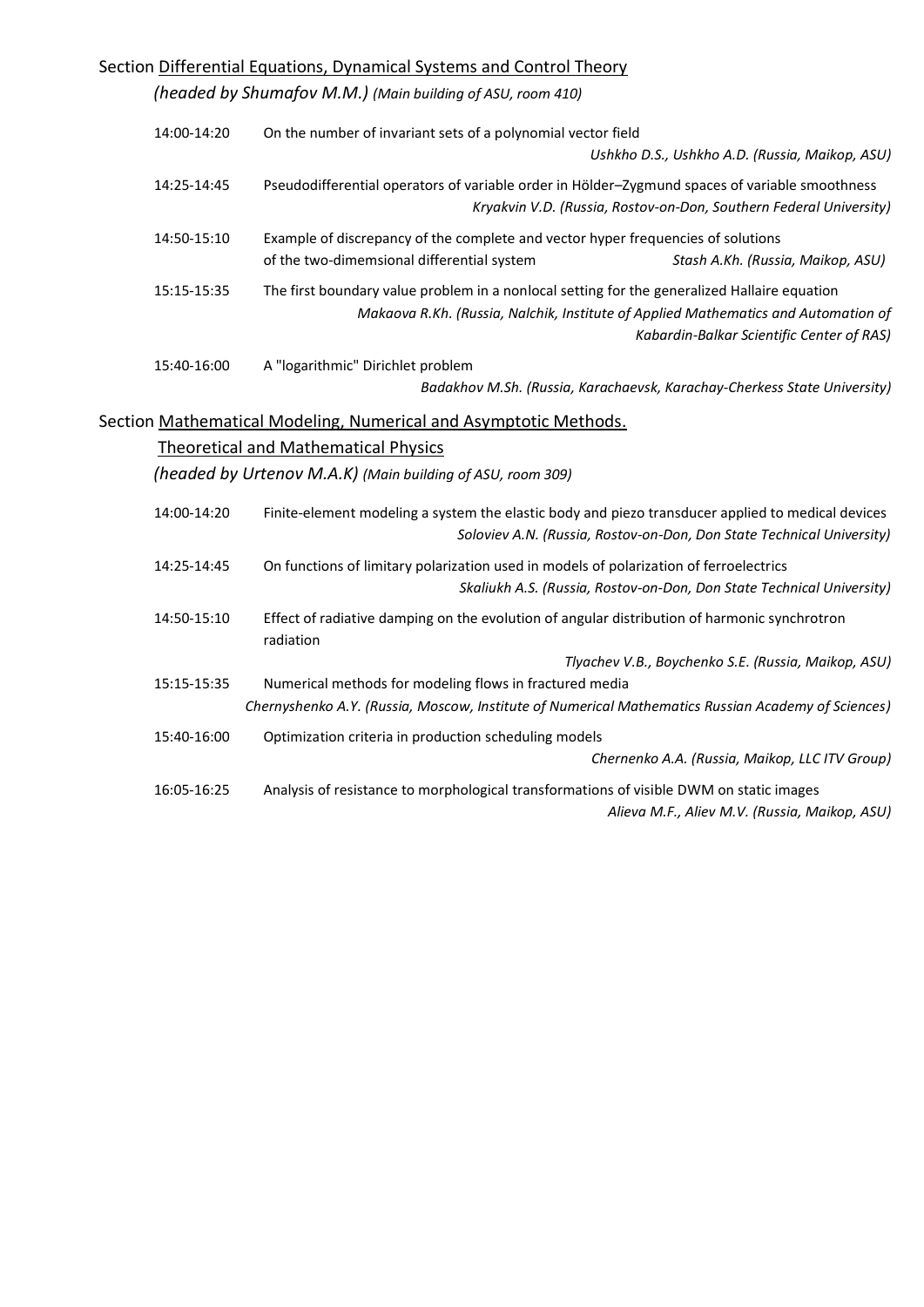Section <u>Differential Equations, Dynamical Systems and Control Theory</u>

*(headed by Shumafov M.M.) (Main building of ASU, room 410)*

14:00-14:20 On the number of invariant sets of a polynomial vector field
*Ushkho D.S., Ushkho A.D. (Russia, Maikop, ASU)*

14:25-14:45 Pseudodifferential operators of variable order in Hölder–Zygmund spaces of variable smoothness
*Kryakvin V.D. (Russia, Rostov-on-Don, Southern Federal University)*

14:50-15:10 Example of discrepancy of the complete and vector hyper frequencies of solutions of the two-dimemsional differential system
*Stash A.Kh. (Russia, Maikop, ASU)*

15:15-15:35 The first boundary value problem in a nonlocal setting for the generalized Hallaire equation
*Makaova R.Kh. (Russia, Nalchik, Institute of Applied Mathematics and Automation of Kabardin-Balkar Scientific Center of RAS)*

15:40-16:00 A "logarithmic" Dirichlet problem
*Badakhov M.Sh. (Russia, Karachaevsk, Karachay-Cherkess State University)*

Section <u>Mathematical Modeling, Numerical and Asymptotic Methods. Theoretical and Mathematical Physics</u>

*(headed by Urtenov M.A.K) (Main building of ASU, room 309)*

14:00-14:20 Finite-element modeling a system the elastic body and piezo transducer applied to medical devices
*Soloviev A.N. (Russia, Rostov-on-Don, Don State Technical University)*

14:25-14:45 On functions of limitary polarization used in models of polarization of ferroelectrics
*Skaliukh A.S. (Russia, Rostov-on-Don, Don State Technical University)*

14:50-15:10 Effect of radiative damping on the evolution of angular distribution of harmonic synchrotron radiation
*Tlyachev V.B., Boychenko S.E. (Russia, Maikop, ASU)*

15:15-15:35 Numerical methods for modeling flows in fractured media
*Chernyshenko A.Y. (Russia, Moscow, Institute of Numerical Mathematics Russian Academy of Sciences)*

15:40-16:00 Optimization criteria in production scheduling models
*Chernenko A.A. (Russia, Maikop, LLC ITV Group)*

16:05-16:25 Analysis of resistance to morphological transformations of visible DWM on static images
*Alieva M.F., Aliev M.V. (Russia, Maikop, ASU)*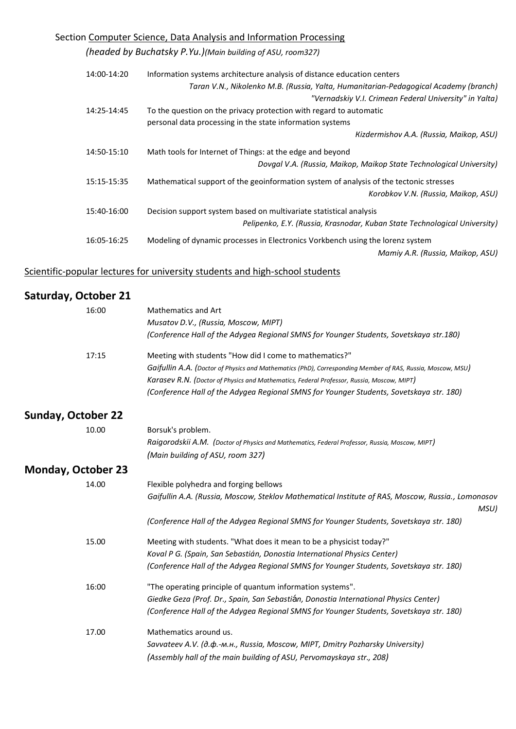Section Computer Science, Data Analysis and Information Processing

*(headed by Buchatsky P.Yu.)(Main building of ASU, room327)*

| | |
|---|---|
| 14:00-14:20 | Information systems architecture analysis of distance education centers<br>*Taran V.N., Nikolenko M.B. (Russia, Yalta, Humanitarian-Pedagogical Academy (branch) "Vernadskiy V.I. Crimean Federal University" in Yalta)* |
| 14:25-14:45 | To the question on the privacy protection with regard to automatic personal data processing in the state information systems<br>*Kizdermishov A.A. (Russia, Maikop, ASU)* |
| 14:50-15:10 | Math tools for Internet of Things: at the edge and beyond<br>*Dovgal V.A. (Russia, Maikop, Maikop State Technological University)* |
| 15:15-15:35 | Mathematical support of the geoinformation system of analysis of the tectonic stresses<br>*Korobkov V.N. (Russia, Maikop, ASU)* |
| 15:40-16:00 | Decision support system based on multivariate statistical analysis<br>*Pelipenko, E.Y. (Russia, Krasnodar, Kuban State Technological University)* |
| 16:05-16:25 | Modeling of dynamic processes in Electronics Vorkbench using the lorenz system<br>*Mamiy A.R. (Russia, Maikop, ASU)* |

Scientific-popular lectures for university students and high-school students

## Saturday, October 21

| | |
|---|---|
| 16:00 | Mathematics and Art<br>*Musatov D.V., (Russia, Moscow, MIPT)*<br>*(Conference Hall of the Adygea Regional SMNS for Younger Students, Sovetskaya str.180)* |
| 17:15 | Meeting with students "How did I come to mathematics?"<br>*Gaifullin A.A. (Doctor of Physics and Mathematics (PhD), Corresponding Member of RAS, Russia, Moscow, MSU)*<br>*Karasev R.N. (Doctor of Physics and Mathematics, Federal Professor, Russia, Moscow, MIPT)*<br>*(Conference Hall of the Adygea Regional SMNS for Younger Students, Sovetskaya str. 180)* |

## Sunday, October 22

| | |
|---|---|
| 10.00 | Borsuk's problem.<br>*Raigorodskii A.M. (Doctor of Physics and Mathematics, Federal Professor, Russia, Moscow, MIPT)*<br>*(Main building of ASU, room 327)* |

## Monday, October 23

| | |
|---|---|
| 14.00 | Flexible polyhedra and forging bellows<br>*Gaifullin A.A. (Russia, Moscow, Steklov Mathematical Institute of RAS, Moscow, Russia., Lomonosov MSU)*<br>*(Conference Hall of the Adygea Regional SMNS for Younger Students, Sovetskaya str. 180)* |
| 15.00 | Meeting with students. "What does it mean to be a physicist today?"<br>*Koval P G. (Spain, San Sebastián, Donostia International Physics Center)*<br>*(Conference Hall of the Adygea Regional SMNS for Younger Students, Sovetskaya str. 180)* |
| 16:00 | "The operating principle of quantum information systems".<br>*Giedke Geza (Prof. Dr., Spain, San Sebastián, Donostia International Physics Center)*<br>*(Conference Hall of the Adygea Regional SMNS for Younger Students, Sovetskaya str. 180)* |
| 17.00 | Mathematics around us.<br>*Savvateev A.V. (д.ф.-м.н., Russia, Moscow, MIPT, Dmitry Pozharsky University)*<br>*(Assembly hall of the main building of ASU, Pervomayskaya str., 208)* |